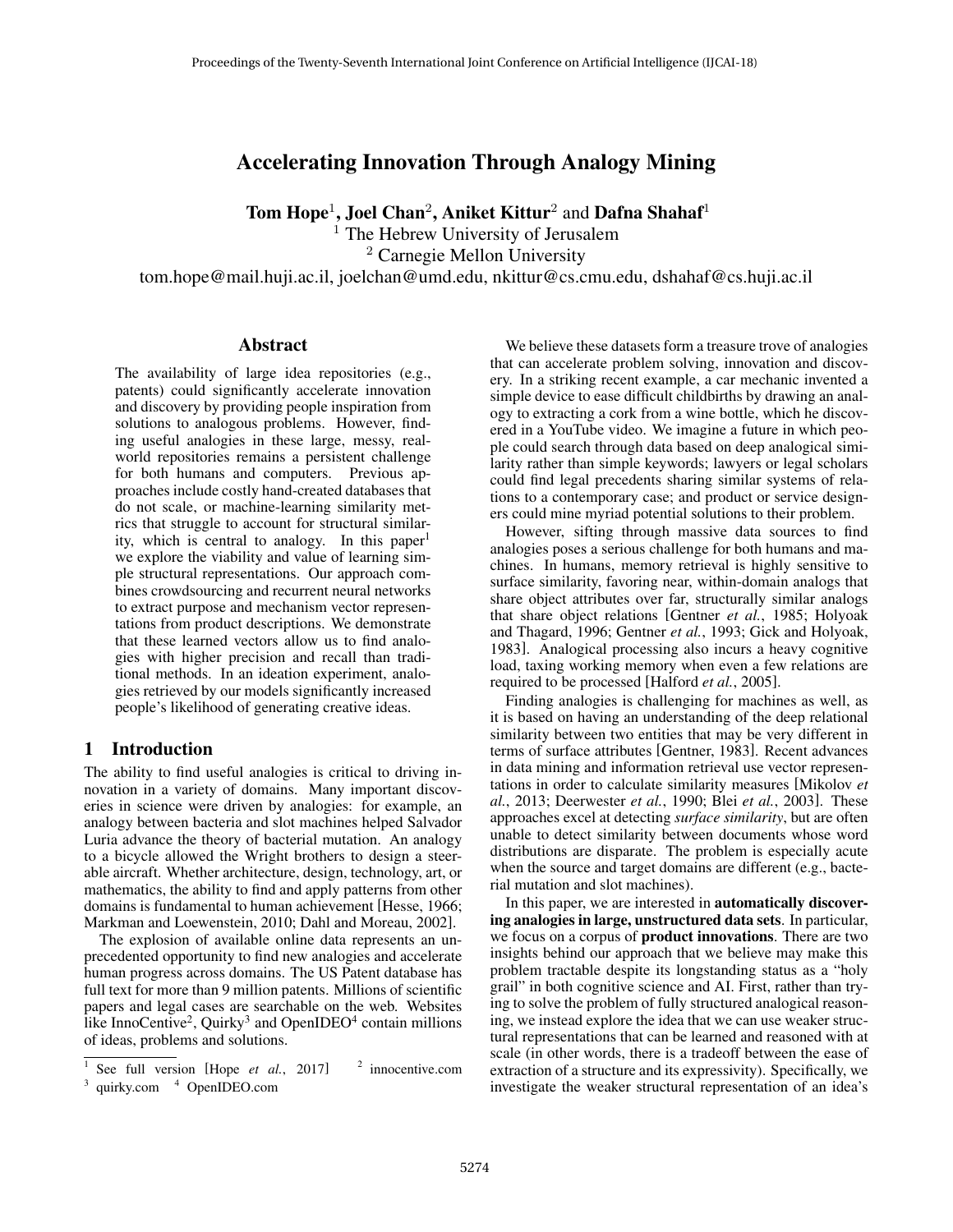# Accelerating Innovation Through Analogy Mining

**Tom Hope**[1], **Joel Chan**[2], **Aniket Kittur**[2] and **Dafna Shahaf**[1]

[1] The Hebrew University of Jerusalem

[2] Carnegie Mellon University

tom.hope@mail.huji.ac.il, joelchan@umd.edu, nkittur@cs.cmu.edu, dshahaf@cs.huji.ac.il

## Abstract

The availability of large idea repositories (e.g., patents) could significantly accelerate innovation and discovery by providing people inspiration from solutions to analogous problems. However, finding useful analogies in these large, messy, real-world repositories remains a persistent challenge for both humans and computers. Previous approaches include costly hand-created databases that do not scale, or machine-learning similarity metrics that struggle to account for structural similarity, which is central to analogy. In this paper[1] we explore the viability and value of learning simple structural representations. Our approach combines crowdsourcing and recurrent neural networks to extract purpose and mechanism vector representations from product descriptions. We demonstrate that these learned vectors allow us to find analogies with higher precision and recall than traditional methods. In an ideation experiment, analogies retrieved by our models significantly increased people's likelihood of generating creative ideas.

## 1 Introduction

The ability to find useful analogies is critical to driving innovation in a variety of domains. Many important discoveries in science were driven by analogies: for example, an analogy between bacteria and slot machines helped Salvador Luria advance the theory of bacterial mutation. An analogy to a bicycle allowed the Wright brothers to design a steerable aircraft. Whether architecture, design, technology, art, or mathematics, the ability to find and apply patterns from other domains is fundamental to human achievement [Hesse, 1966; Markman and Loewenstein, 2010; Dahl and Moreau, 2002].

The explosion of available online data represents an unprecedented opportunity to find new analogies and accelerate human progress across domains. The US Patent database has full text for more than 9 million patents. Millions of scientific papers and legal cases are searchable on the web. Websites like InnoCentive[2], Quirky[3] and OpenIDEO[4] contain millions of ideas, problems and solutions.

We believe these datasets form a treasure trove of analogies that can accelerate problem solving, innovation and discovery. In a striking recent example, a car mechanic invented a simple device to ease difficult childbirths by drawing an analogy to extracting a cork from a wine bottle, which he discovered in a YouTube video. We imagine a future in which people could search through data based on deep analogical similarity rather than simple keywords; lawyers or legal scholars could find legal precedents sharing similar systems of relations to a contemporary case; and product or service designers could mine myriad potential solutions to their problem.

However, sifting through massive data sources to find analogies poses a serious challenge for both humans and machines. In humans, memory retrieval is highly sensitive to surface similarity, favoring near, within-domain analogs that share object attributes over far, structurally similar analogs that share object relations [Gentner *et al.*, 1985; Holyoak and Thagard, 1996; Gentner *et al.*, 1993; Gick and Holyoak, 1983]. Analogical processing also incurs a heavy cognitive load, taxing working memory when even a few relations are required to be processed [Halford *et al.*, 2005].

Finding analogies is challenging for machines as well, as it is based on having an understanding of the deep relational similarity between two entities that may be very different in terms of surface attributes [Gentner, 1983]. Recent advances in data mining and information retrieval use vector representations in order to calculate similarity measures [Mikolov *et al.*, 2013; Deerwester *et al.*, 1990; Blei *et al.*, 2003]. These approaches excel at detecting *surface similarity*, but are often unable to detect similarity between documents whose word distributions are disparate. The problem is especially acute when the source and target domains are different (e.g., bacterial mutation and slot machines).

In this paper, we are interested in **automatically discovering analogies in large, unstructured data sets**. In particular, we focus on a corpus of **product innovations**. There are two insights behind our approach that we believe may make this problem tractable despite its longstanding status as a "holy grail" in both cognitive science and AI. First, rather than trying to solve the problem of fully structured analogical reasoning, we instead explore the idea that we can use weaker structural representations that can be learned and reasoned with at scale (in other words, there is a tradeoff between the ease of extraction of a structure and its expressivity). Specifically, we investigate the weaker structural representation of an idea's

---

[1] See full version [Hope *et al.*, 2017]

[2] innocentive.com

[3] quirky.com

[4] OpenIDEO.com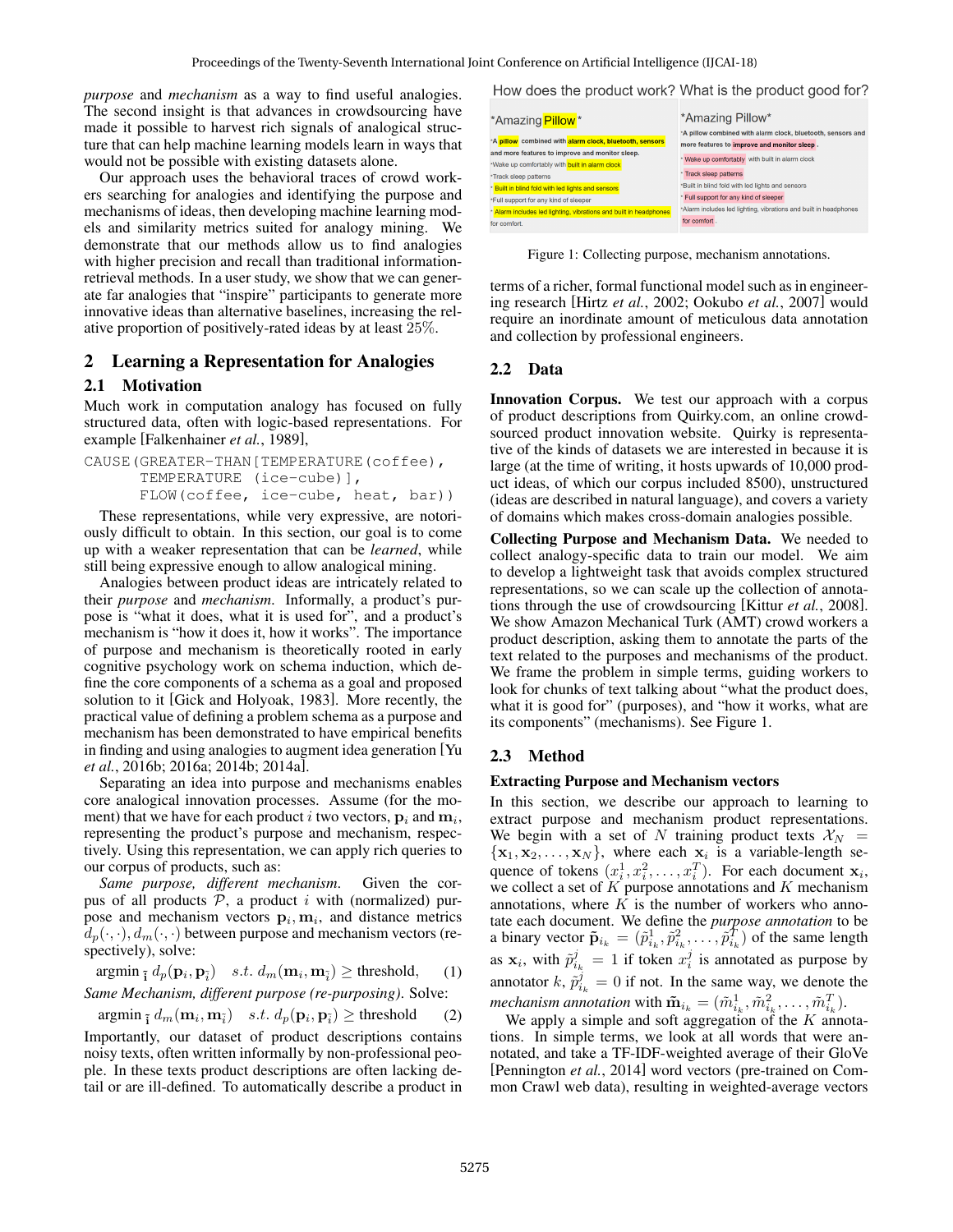*purpose* and *mechanism* as a way to find useful analogies. The second insight is that advances in crowdsourcing have made it possible to harvest rich signals of analogical structure that can help machine learning models learn in ways that would not be possible with existing datasets alone.

Our approach uses the behavioral traces of crowd workers searching for analogies and identifying the purpose and mechanisms of ideas, then developing machine learning models and similarity metrics suited for analogy mining. We demonstrate that our methods allow us to find analogies with higher precision and recall than traditional information-retrieval methods. In a user study, we show that we can generate far analogies that "inspire" participants to generate more innovative ideas than alternative baselines, increasing the relative proportion of positively-rated ideas by at least 25%.

## 2 Learning a Representation for Analogies

### 2.1 Motivation

Much work in computation analogy has focused on fully structured data, often with logic-based representations. For example [Falkenhainer *et al.*, 1989],

```
CAUSE(GREATER-THAN[TEMPERATURE(coffee),
      TEMPERATURE (ice-cube)],
      FLOW(coffee, ice-cube, heat, bar))
```

These representations, while very expressive, are notoriously difficult to obtain. In this section, our goal is to come up with a weaker representation that can be *learned*, while still being expressive enough to allow analogical mining.

Analogies between product ideas are intricately related to their *purpose* and *mechanism*. Informally, a product's purpose is "what it does, what it is used for", and a product's mechanism is "how it does it, how it works". The importance of purpose and mechanism is theoretically rooted in early cognitive psychology work on schema induction, which define the core components of a schema as a goal and proposed solution to it [Gick and Holyoak, 1983]. More recently, the practical value of defining a problem schema as a purpose and mechanism has been demonstrated to have empirical benefits in finding and using analogies to augment idea generation [Yu *et al.*, 2016b; 2016a; 2014b; 2014a].

Separating an idea into purpose and mechanisms enables core analogical innovation processes. Assume (for the moment) that we have for each product $i$ two vectors, $\mathbf{p}_i$ and $\mathbf{m}_i$, representing the product's purpose and mechanism, respectively. Using this representation, we can apply rich queries to our corpus of products, such as:

*Same purpose, different mechanism.* Given the corpus of all products $\mathcal{P}$, a product $i$ with (normalized) purpose and mechanism vectors $\mathbf{p}_i, \mathbf{m}_i$, and distance metrics $d_p(\cdot,\cdot), d_m(\cdot,\cdot)$ between purpose and mechanism vectors (respectively), solve:

$$\text{argmin}_{\,\tilde{\mathbf{i}}}\; d_p(\mathbf{p}_i, \mathbf{p}_{\tilde{i}}) \quad s.t.\; d_m(\mathbf{m}_i, \mathbf{m}_{\tilde{i}}) \geq \text{threshold}, \qquad (1)$$

*Same Mechanism, different purpose (re-purposing).* Solve:

$$\text{argmin}_{\,\tilde{\mathbf{i}}}\; d_m(\mathbf{m}_i, \mathbf{m}_{\tilde{i}}) \quad s.t.\; d_p(\mathbf{p}_i, \mathbf{p}_{\tilde{i}}) \geq \text{threshold} \qquad (2)$$

Importantly, our dataset of product descriptions contains noisy texts, often written informally by non-professional people. In these texts product descriptions are often lacking detail or are ill-defined. To automatically describe a product in terms of a richer, formal functional model such as in engineering research [Hirtz *et al.*, 2002; Ookubo *et al.*, 2007] would require an inordinate amount of meticulous data annotation and collection by professional engineers.

How does the product work? What is the product good for?

| \*Amazing Pillow\* | \*Amazing Pillow\* |
|---|---|
| \*A pillow combined with alarm clock, bluetooth, sensors and more features to improve and monitor sleep. | \*A pillow combined with alarm clock, bluetooth, sensors and more features to improve and monitor sleep. |
| \*Wake up comfortably with built in alarm clock | \* Wake up comfortably with built in alarm clock |
| \*Track sleep patterns | \* Track sleep patterns |
| \* Built in blind fold with led lights and sensors | \*Built in blind fold with led lights and sensors |
| \*Full support for any kind of sleeper | \* Full support for any kind of sleeper |
| \* Alarm includes led lighting, vibrations and built in headphones for comfort. | \*Alarm includes led lighting, vibrations and built in headphones for comfort. |

Figure 1: Collecting purpose, mechanism annotations.

### 2.2 Data

**Innovation Corpus.** We test our approach with a corpus of product descriptions from Quirky.com, an online crowd-sourced product innovation website. Quirky is representative of the kinds of datasets we are interested in because it is large (at the time of writing, it hosts upwards of 10,000 product ideas, of which our corpus included 8500), unstructured (ideas are described in natural language), and covers a variety of domains which makes cross-domain analogies possible.

**Collecting Purpose and Mechanism Data.** We needed to collect analogy-specific data to train our model. We aim to develop a lightweight task that avoids complex structured representations, so we can scale up the collection of annotations through the use of crowdsourcing [Kittur *et al.*, 2008]. We show Amazon Mechanical Turk (AMT) crowd workers a product description, asking them to annotate the parts of the text related to the purposes and mechanisms of the product. We frame the problem in simple terms, guiding workers to look for chunks of text talking about "what the product does, what it is good for" (purposes), and "how it works, what are its components" (mechanisms). See Figure 1.

### 2.3 Method

#### Extracting Purpose and Mechanism vectors

In this section, we describe our approach to learning to extract purpose and mechanism product representations. We begin with a set of $N$ training product texts $\mathcal{X}_N = \{\mathbf{x}_1, \mathbf{x}_2, \ldots, \mathbf{x}_N\}$, where each $\mathbf{x}_i$ is a variable-length sequence of tokens $(x_i^1, x_i^2, \ldots, x_i^T)$. For each document $\mathbf{x}_i$, we collect a set of $K$ purpose annotations and $K$ mechanism annotations, where $K$ is the number of workers who annotate each document. We define the *purpose annotation* to be a binary vector $\tilde{\mathbf{p}}_{i_k} = (\tilde{p}_{i_k}^1, \tilde{p}_{i_k}^2, \ldots, \tilde{p}_{i_k}^T)$ of the same length as $\mathbf{x}_i$, with $\tilde{p}_{i_k}^j = 1$ if token $x_i^j$ is annotated as purpose by annotator $k$, $\tilde{p}_{i_k}^j = 0$ if not. In the same way, we denote the *mechanism annotation* with $\tilde{\mathbf{m}}_{i_k} = (\tilde{m}_{i_k}^1, \tilde{m}_{i_k}^2, \ldots, \tilde{m}_{i_k}^T)$.

We apply a simple and soft aggregation of the $K$ annotations. In simple terms, we look at all words that were annotated, and take a TF-IDF-weighted average of their GloVe [Pennington *et al.*, 2014] word vectors (pre-trained on Common Crawl web data), resulting in weighted-average vectors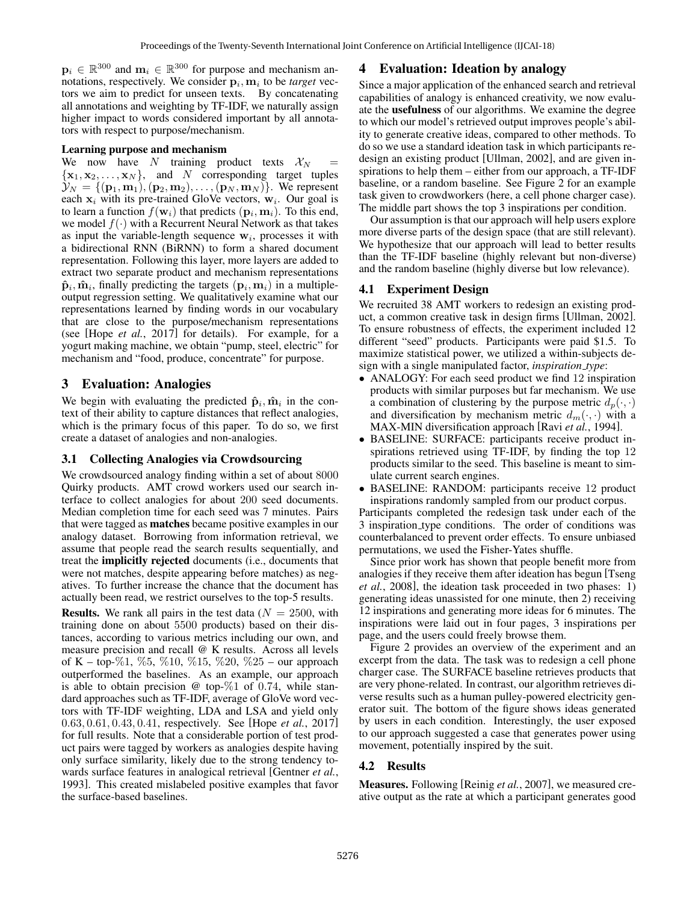$\mathbf{p}_i \in \mathbb{R}^{300}$ and $\mathbf{m}_i \in \mathbb{R}^{300}$ for purpose and mechanism annotations, respectively. We consider $\mathbf{p}_i, \mathbf{m}_i$ to be *target* vectors we aim to predict for unseen texts. By concatenating all annotations and weighting by TF-IDF, we naturally assign higher impact to words considered important by all annotators with respect to purpose/mechanism.

#### Learning purpose and mechanism

We now have $N$ training product texts $\mathcal{X}_N = \{\mathbf{x}_1, \mathbf{x}_2, \ldots, \mathbf{x}_N\}$, and $N$ corresponding target tuples $\mathcal{Y}_N = \{(\mathbf{p}_1, \mathbf{m}_1), (\mathbf{p}_2, \mathbf{m}_2), \ldots, (\mathbf{p}_N, \mathbf{m}_N)\}$. We represent each $\mathbf{x}_i$ with its pre-trained GloVe vectors, $\mathbf{w}_i$. Our goal is to learn a function $f(\mathbf{w}_i)$ that predicts $(\mathbf{p}_i, \mathbf{m}_i)$. To this end, we model $f(\cdot)$ with a Recurrent Neural Network as that takes as input the variable-length sequence $\mathbf{w}_i$, processes it with a bidirectional RNN (BiRNN) to form a shared document representation. Following this layer, more layers are added to extract two separate product and mechanism representations $\hat{\mathbf{p}}_i, \hat{\mathbf{m}}_i$, finally predicting the targets $(\mathbf{p}_i, \mathbf{m}_i)$ in a multiple-output regression setting. We qualitatively examine what our representations learned by finding words in our vocabulary that are close to the purpose/mechanism representations (see [Hope *et al.*, 2017] for details). For example, for a yogurt making machine, we obtain "pump, steel, electric" for mechanism and "food, produce, concentrate" for purpose.

## 3 Evaluation: Analogies

We begin with evaluating the predicted $\hat{\mathbf{p}}_i, \hat{\mathbf{m}}_i$ in the context of their ability to capture distances that reflect analogies, which is the primary focus of this paper. To do so, we first create a dataset of analogies and non-analogies.

### 3.1 Collecting Analogies via Crowdsourcing

We crowdsourced analogy finding within a set of about 8000 Quirky products. AMT crowd workers used our search interface to collect analogies for about 200 seed documents. Median completion time for each seed was 7 minutes. Pairs that were tagged as **matches** became positive examples in our analogy dataset. Borrowing from information retrieval, we assume that people read the search results sequentially, and treat the **implicitly rejected** documents (i.e., documents that were not matches, despite appearing before matches) as negatives. To further increase the chance that the document has actually been read, we restrict ourselves to the top-5 results.

**Results.** We rank all pairs in the test data ($N = 2500$, with training done on about 5500 products) based on their distances, according to various metrics including our own, and measure precision and recall @ K results. Across all levels of K – top-%1, %5, %10, %15, %20, %25 – our approach outperformed the baselines. As an example, our approach is able to obtain precision @ top-%1 of 0.74, while standard approaches such as TF-IDF, average of GloVe word vectors with TF-IDF weighting, LDA and LSA and yield only 0.63, 0.61, 0.43, 0.41, respectively. See [Hope *et al.*, 2017] for full results. Note that a considerable portion of test product pairs were tagged by workers as analogies despite having only surface similarity, likely due to the strong tendency towards surface features in analogical retrieval [Gentner *et al.*, 1993]. This created mislabeled positive examples that favor the surface-based baselines.

## 4 Evaluation: Ideation by analogy

Since a major application of the enhanced search and retrieval capabilities of analogy is enhanced creativity, we now evaluate the **usefulness** of our algorithms. We examine the degree to which our model's retrieved output improves people's ability to generate creative ideas, compared to other methods. To do so we use a standard ideation task in which participants redesign an existing product [Ullman, 2002], and are given inspirations to help them – either from our approach, a TF-IDF baseline, or a random baseline. See Figure 2 for an example task given to crowdworkers (here, a cell phone charger case). The middle part shows the top 3 inspirations per condition.

Our assumption is that our approach will help users explore more diverse parts of the design space (that are still relevant). We hypothesize that our approach will lead to better results than the TF-IDF baseline (highly relevant but non-diverse) and the random baseline (highly diverse but low relevance).

### 4.1 Experiment Design

We recruited 38 AMT workers to redesign an existing product, a common creative task in design firms [Ullman, 2002]. To ensure robustness of effects, the experiment included 12 different "seed" products. Participants were paid \$1.5. To maximize statistical power, we utilized a within-subjects design with a single manipulated factor, *inspiration_type*:

- ANALOGY: For each seed product we find 12 inspiration products with similar purposes but far mechanism. We use a combination of clustering by the purpose metric $d_p(\cdot, \cdot)$ and diversification by mechanism metric $d_m(\cdot, \cdot)$ with a MAX-MIN diversification approach [Ravi *et al.*, 1994].
- BASELINE: SURFACE: participants receive product inspirations retrieved using TF-IDF, by finding the top 12 products similar to the seed. This baseline is meant to simulate current search engines.
- BASELINE: RANDOM: participants receive 12 product inspirations randomly sampled from our product corpus.

Participants completed the redesign task under each of the 3 inspiration_type conditions. The order of conditions was counterbalanced to prevent order effects. To ensure unbiased permutations, we used the Fisher-Yates shuffle.

Since prior work has shown that people benefit more from analogies if they receive them after ideation has begun [Tseng *et al.*, 2008], the ideation task proceeded in two phases: 1) generating ideas unassisted for one minute, then 2) receiving 12 inspirations and generating more ideas for 6 minutes. The inspirations were laid out in four pages, 3 inspirations per page, and the users could freely browse them.

Figure 2 provides an overview of the experiment and an excerpt from the data. The task was to redesign a cell phone charger case. The SURFACE baseline retrieves products that are very phone-related. In contrast, our algorithm retrieves diverse results such as a human pulley-powered electricity generator suit. The bottom of the figure shows ideas generated by users in each condition. Interestingly, the user exposed to our approach suggested a case that generates power using movement, potentially inspired by the suit.

### 4.2 Results

**Measures.** Following [Reinig *et al.*, 2007], we measured creative output as the rate at which a participant generates good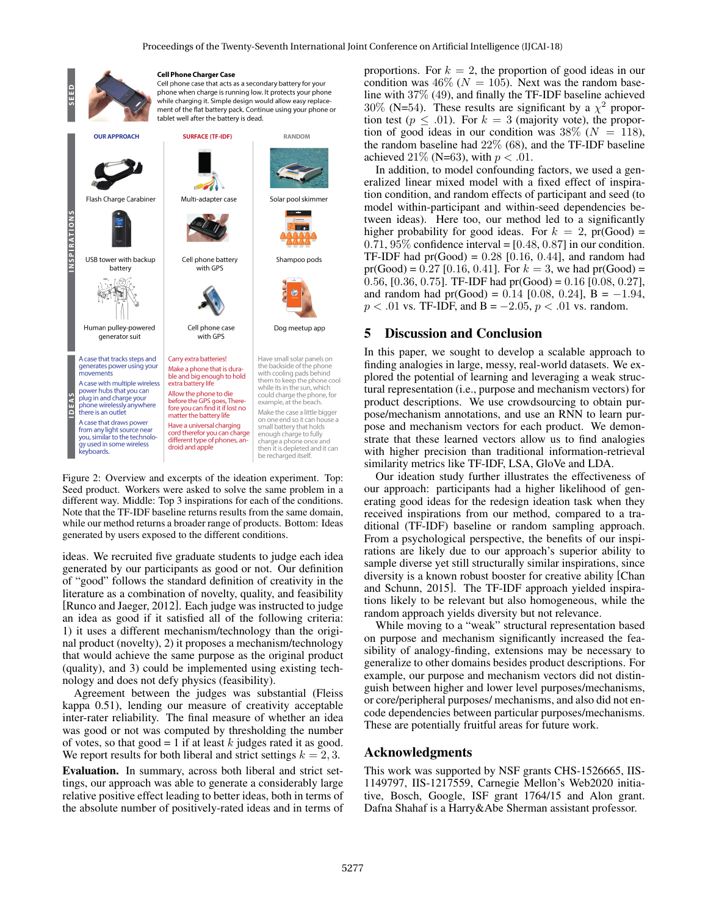**SEED**

**Cell Phone Charger Case**
Cell phone case that acts as a secondary battery for your phone when charge is running low. It protects your phone while charging it. Simple design would allow easy replacement of the flat battery pack. Continue using your phone or tablet well after the battery is dead.

**INSPIRATIONS**

| OUR APPROACH | SURFACE (TF-IDF) | RANDOM |
| --- | --- | --- |
| Flash Charge Carabiner | Multi-adapter case | Solar pool skimmer |
| USB tower with backup battery | Cell phone battery with GPS | Shampoo pods |
| Human pulley-powered generator suit | Cell phone case with GPS | Dog meetup app |

**IDEAS**

| OUR APPROACH | SURFACE (TF-IDF) | RANDOM |
| --- | --- | --- |
| A case that tracks steps and generates power using your movements | Carry extra batteries! | Have small solar panels on the backside of the phone with cooling pads behind them to keep the phone cool while its in the sun, which could charge the phone, for example, at the beach. |
| A case with multiple wireless power hubs that you can plug in and charge your phone wirelessly anywhere there is an outlet | Make a phone that is durable and big enough to hold extra battery life | Make the case a little bigger on one end so it can house a small battery that holds enough charge to fully charge a phone once and then it is depleted and it can be recharged itself. |
| A case that draws power from any light source near you, similar to the technology used in some wireless keyboards. | Allow the phone to die before the GPS goes, Therefore you can find it if lost no matter the battery life | |
| | Have a universal charging cord therefor you can charge different type of phones, android and apple | |

Figure 2: Overview and excerpts of the ideation experiment. Top: Seed product. Workers were asked to solve the same problem in a different way. Middle: Top 3 inspirations for each of the conditions. Note that the TF-IDF baseline returns results from the same domain, while our method returns a broader range of products. Bottom: Ideas generated by users exposed to the different conditions.

ideas. We recruited five graduate students to judge each idea generated by our participants as good or not. Our definition of "good" follows the standard definition of creativity in the literature as a combination of novelty, quality, and feasibility [Runco and Jaeger, 2012]. Each judge was instructed to judge an idea as good if it satisfied all of the following criteria: 1) it uses a different mechanism/technology than the original product (novelty), 2) it proposes a mechanism/technology that would achieve the same purpose as the original product (quality), and 3) could be implemented using existing technology and does not defy physics (feasibility).

Agreement between the judges was substantial (Fleiss kappa 0.51), lending our measure of creativity acceptable inter-rater reliability. The final measure of whether an idea was good or not was computed by thresholding the number of votes, so that good = 1 if at least $k$ judges rated it as good. We report results for both liberal and strict settings $k = 2, 3$.

**Evaluation.** In summary, across both liberal and strict settings, our approach was able to generate a considerably large relative positive effect leading to better ideas, both in terms of the absolute number of positively-rated ideas and in terms of proportions. For $k = 2$, the proportion of good ideas in our condition was $46\%$ ($N = 105$). Next was the random baseline with $37\%$ (49), and finally the TF-IDF baseline achieved $30\%$ (N=54). These results are significant by a $\chi^2$ proportion test ($p \leq .01$). For $k = 3$ (majority vote), the proportion of good ideas in our condition was $38\%$ ($N = 118$), the random baseline had $22\%$ (68), and the TF-IDF baseline achieved $21\%$ (N=63), with $p < .01$.

In addition, to model confounding factors, we used a generalized linear mixed model with a fixed effect of inspiration condition, and random effects of participant and seed (to model within-participant and within-seed dependencies between ideas). Here too, our method led to a significantly higher probability for good ideas. For $k = 2$, pr(Good) = $0.71$, 95% confidence interval = $[0.48, 0.87]$ in our condition. TF-IDF had pr(Good) = $0.28$ $[0.16, 0.44]$, and random had pr(Good) = $0.27$ $[0.16, 0.41]$. For $k = 3$, we had pr(Good) = $0.56$, $[0.36, 0.75]$. TF-IDF had pr(Good) = $0.16$ $[0.08, 0.27]$, and random had pr(Good) = $0.14$ $[0.08, 0.24]$, B = $-1.94$, $p < .01$ vs. TF-IDF, and B = $-2.05$, $p < .01$ vs. random.

## 5 Discussion and Conclusion

In this paper, we sought to develop a scalable approach to finding analogies in large, messy, real-world datasets. We explored the potential of learning and leveraging a weak structural representation (i.e., purpose and mechanism vectors) for product descriptions. We use crowdsourcing to obtain purpose/mechanism annotations, and use an RNN to learn purpose and mechanism vectors for each product. We demonstrate that these learned vectors allow us to find analogies with higher precision than traditional information-retrieval similarity metrics like TF-IDF, LSA, GloVe and LDA.

Our ideation study further illustrates the effectiveness of our approach: participants had a higher likelihood of generating good ideas for the redesign ideation task when they received inspirations from our method, compared to a traditional (TF-IDF) baseline or random sampling approach. From a psychological perspective, the benefits of our inspirations are likely due to our approach's superior ability to sample diverse yet still structurally similar inspirations, since diversity is a known robust booster for creative ability [Chan and Schunn, 2015]. The TF-IDF approach yielded inspirations likely to be relevant but also homogeneous, while the random approach yields diversity but not relevance.

While moving to a "weak" structural representation based on purpose and mechanism significantly increased the feasibility of analogy-finding, extensions may be necessary to generalize to other domains besides product descriptions. For example, our purpose and mechanism vectors did not distinguish between higher and lower level purposes/mechanisms, or core/peripheral purposes/ mechanisms, and also did not encode dependencies between particular purposes/mechanisms. These are potentially fruitful areas for future work.

## Acknowledgments

This work was supported by NSF grants CHS-1526665, IIS-1149797, IIS-1217559, Carnegie Mellon's Web2020 initiative, Bosch, Google, ISF grant 1764/15 and Alon grant. Dafna Shahaf is a Harry&Abe Sherman assistant professor.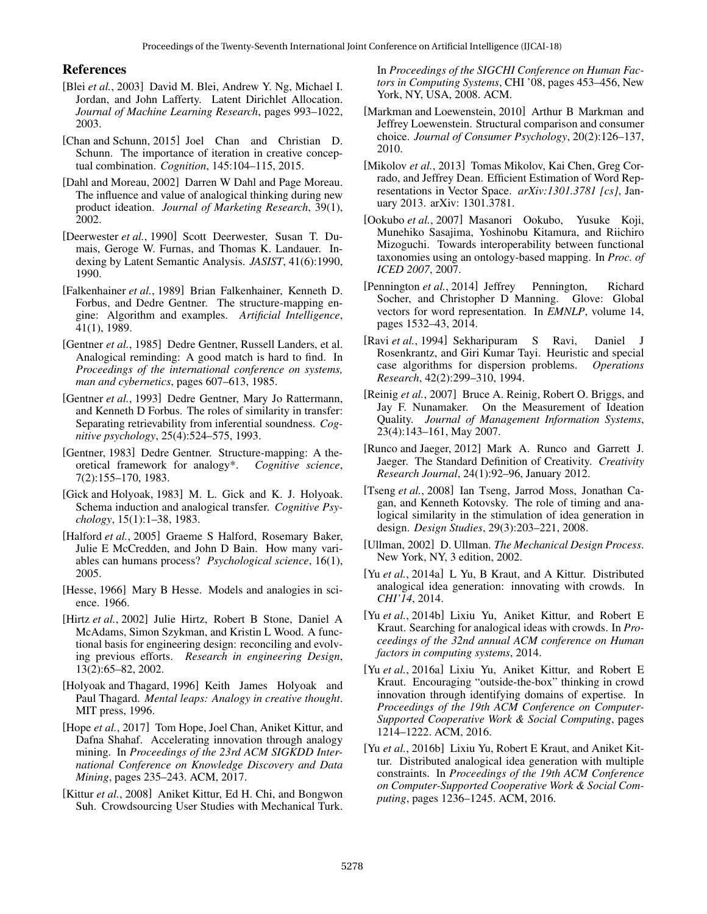## References

[Blei *et al.*, 2003] David M. Blei, Andrew Y. Ng, Michael I. Jordan, and John Lafferty. Latent Dirichlet Allocation. *Journal of Machine Learning Research*, pages 993–1022, 2003.

[Chan and Schunn, 2015] Joel Chan and Christian D. Schunn. The importance of iteration in creative conceptual combination. *Cognition*, 145:104–115, 2015.

[Dahl and Moreau, 2002] Darren W Dahl and Page Moreau. The influence and value of analogical thinking during new product ideation. *Journal of Marketing Research*, 39(1), 2002.

[Deerwester *et al.*, 1990] Scott Deerwester, Susan T. Dumais, Geroge W. Furnas, and Thomas K. Landauer. Indexing by Latent Semantic Analysis. *JASIST*, 41(6):1990, 1990.

[Falkenhainer *et al.*, 1989] Brian Falkenhainer, Kenneth D. Forbus, and Dedre Gentner. The structure-mapping engine: Algorithm and examples. *Artificial Intelligence*, 41(1), 1989.

[Gentner *et al.*, 1985] Dedre Gentner, Russell Landers, et al. Analogical reminding: A good match is hard to find. In *Proceedings of the international conference on systems, man and cybernetics*, pages 607–613, 1985.

[Gentner *et al.*, 1993] Dedre Gentner, Mary Jo Rattermann, and Kenneth D Forbus. The roles of similarity in transfer: Separating retrievability from inferential soundness. *Cognitive psychology*, 25(4):524–575, 1993.

[Gentner, 1983] Dedre Gentner. Structure-mapping: A theoretical framework for analogy*. *Cognitive science*, 7(2):155–170, 1983.

[Gick and Holyoak, 1983] M. L. Gick and K. J. Holyoak. Schema induction and analogical transfer. *Cognitive Psychology*, 15(1):1–38, 1983.

[Halford *et al.*, 2005] Graeme S Halford, Rosemary Baker, Julie E McCredden, and John D Bain. How many variables can humans process? *Psychological science*, 16(1), 2005.

[Hesse, 1966] Mary B Hesse. Models and analogies in science. 1966.

[Hirtz *et al.*, 2002] Julie Hirtz, Robert B Stone, Daniel A McAdams, Simon Szykman, and Kristin L Wood. A functional basis for engineering design: reconciling and evolving previous efforts. *Research in engineering Design*, 13(2):65–82, 2002.

[Holyoak and Thagard, 1996] Keith James Holyoak and Paul Thagard. *Mental leaps: Analogy in creative thought*. MIT press, 1996.

[Hope *et al.*, 2017] Tom Hope, Joel Chan, Aniket Kittur, and Dafna Shahaf. Accelerating innovation through analogy mining. In *Proceedings of the 23rd ACM SIGKDD International Conference on Knowledge Discovery and Data Mining*, pages 235–243. ACM, 2017.

[Kittur *et al.*, 2008] Aniket Kittur, Ed H. Chi, and Bongwon Suh. Crowdsourcing User Studies with Mechanical Turk. In *Proceedings of the SIGCHI Conference on Human Factors in Computing Systems*, CHI '08, pages 453–456, New York, NY, USA, 2008. ACM.

[Markman and Loewenstein, 2010] Arthur B Markman and Jeffrey Loewenstein. Structural comparison and consumer choice. *Journal of Consumer Psychology*, 20(2):126–137, 2010.

[Mikolov *et al.*, 2013] Tomas Mikolov, Kai Chen, Greg Corrado, and Jeffrey Dean. Efficient Estimation of Word Representations in Vector Space. *arXiv:1301.3781 [cs]*, January 2013. arXiv: 1301.3781.

[Ookubo *et al.*, 2007] Masanori Ookubo, Yusuke Koji, Munehiko Sasajima, Yoshinobu Kitamura, and Riichiro Mizoguchi. Towards interoperability between functional taxonomies using an ontology-based mapping. In *Proc. of ICED 2007*, 2007.

[Pennington *et al.*, 2014] Jeffrey Pennington, Richard Socher, and Christopher D Manning. Glove: Global vectors for word representation. In *EMNLP*, volume 14, pages 1532–43, 2014.

[Ravi *et al.*, 1994] Sekharipuram S Ravi, Daniel J Rosenkrantz, and Giri Kumar Tayi. Heuristic and special case algorithms for dispersion problems. *Operations Research*, 42(2):299–310, 1994.

[Reinig *et al.*, 2007] Bruce A. Reinig, Robert O. Briggs, and Jay F. Nunamaker. On the Measurement of Ideation Quality. *Journal of Management Information Systems*, 23(4):143–161, May 2007.

[Runco and Jaeger, 2012] Mark A. Runco and Garrett J. Jaeger. The Standard Definition of Creativity. *Creativity Research Journal*, 24(1):92–96, January 2012.

[Tseng *et al.*, 2008] Ian Tseng, Jarrod Moss, Jonathan Cagan, and Kenneth Kotovsky. The role of timing and analogical similarity in the stimulation of idea generation in design. *Design Studies*, 29(3):203–221, 2008.

[Ullman, 2002] D. Ullman. *The Mechanical Design Process*. New York, NY, 3 edition, 2002.

[Yu *et al.*, 2014a] L Yu, B Kraut, and A Kittur. Distributed analogical idea generation: innovating with crowds. In *CHI'14*, 2014.

[Yu *et al.*, 2014b] Lixiu Yu, Aniket Kittur, and Robert E Kraut. Searching for analogical ideas with crowds. In *Proceedings of the 32nd annual ACM conference on Human factors in computing systems*, 2014.

[Yu *et al.*, 2016a] Lixiu Yu, Aniket Kittur, and Robert E Kraut. Encouraging "outside-the-box" thinking in crowd innovation through identifying domains of expertise. In *Proceedings of the 19th ACM Conference on Computer-Supported Cooperative Work & Social Computing*, pages 1214–1222. ACM, 2016.

[Yu *et al.*, 2016b] Lixiu Yu, Robert E Kraut, and Aniket Kittur. Distributed analogical idea generation with multiple constraints. In *Proceedings of the 19th ACM Conference on Computer-Supported Cooperative Work & Social Computing*, pages 1236–1245. ACM, 2016.